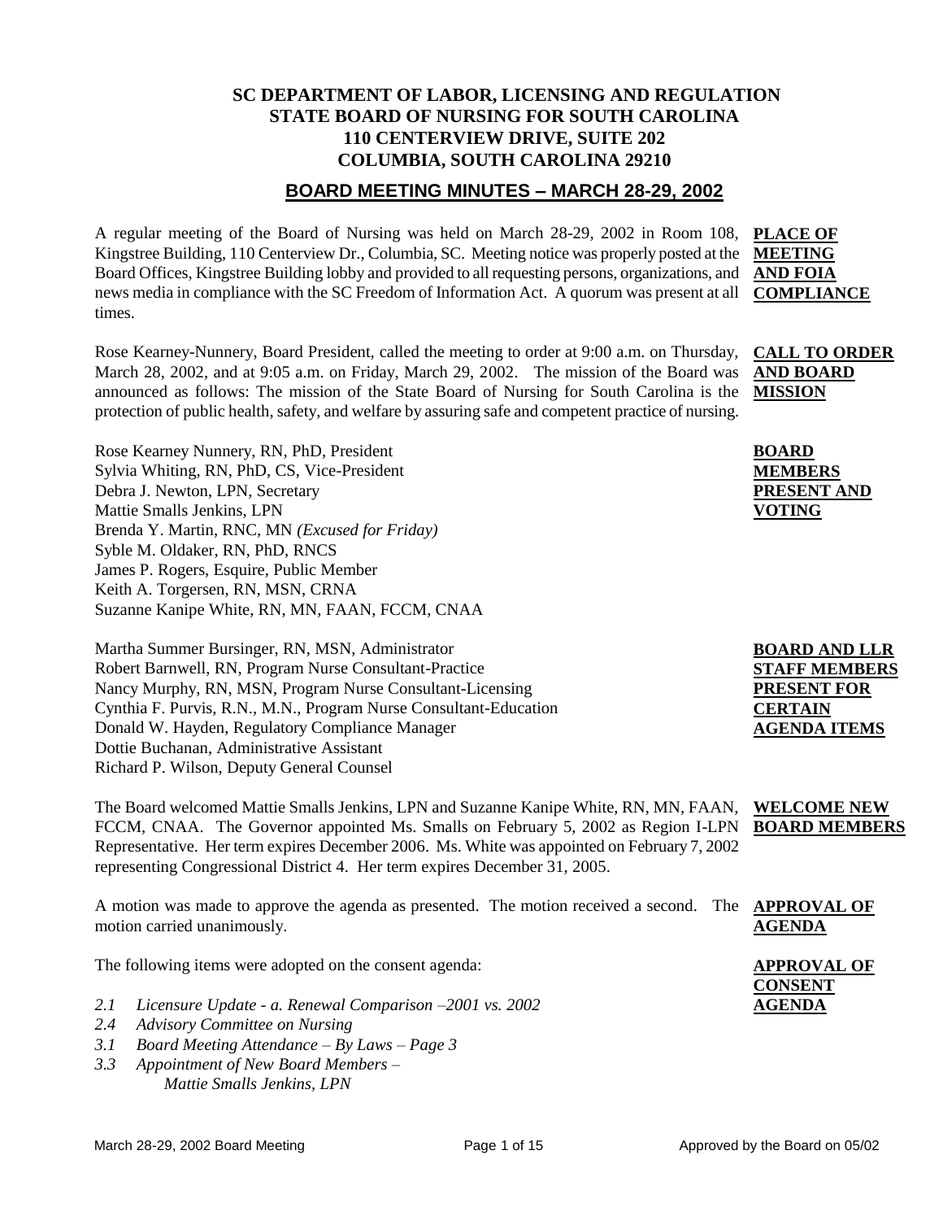**SC DEPARTMENT OF LABOR, LICENSING AND REGULATION**
**STATE BOARD OF NURSING FOR SOUTH CAROLINA**
**110 CENTERVIEW DRIVE, SUITE 202**
**COLUMBIA, SOUTH CAROLINA 29210**

# BOARD MEETING MINUTES – MARCH 28-29, 2002

**PLACE OF MEETING AND FOIA COMPLIANCE**

A regular meeting of the Board of Nursing was held on March 28-29, 2002 in Room 108, Kingstree Building, 110 Centerview Dr., Columbia, SC. Meeting notice was properly posted at the Board Offices, Kingstree Building lobby and provided to all requesting persons, organizations, and news media in compliance with the SC Freedom of Information Act. A quorum was present at all times.

**CALL TO ORDER AND BOARD MISSION**

Rose Kearney-Nunnery, Board President, called the meeting to order at 9:00 a.m. on Thursday, March 28, 2002, and at 9:05 a.m. on Friday, March 29, 2002. The mission of the Board was announced as follows: The mission of the State Board of Nursing for South Carolina is the protection of public health, safety, and welfare by assuring safe and competent practice of nursing.

**BOARD MEMBERS PRESENT AND VOTING**

Rose Kearney Nunnery, RN, PhD, President
Sylvia Whiting, RN, PhD, CS, Vice-President
Debra J. Newton, LPN, Secretary
Mattie Smalls Jenkins, LPN
Brenda Y. Martin, RNC, MN *(Excused for Friday)*
Syble M. Oldaker, RN, PhD, RNCS
James P. Rogers, Esquire, Public Member
Keith A. Torgersen, RN, MSN, CRNA
Suzanne Kanipe White, RN, MN, FAAN, FCCM, CNAA

**BOARD AND LLR STAFF MEMBERS PRESENT FOR CERTAIN AGENDA ITEMS**

Martha Summer Bursinger, RN, MSN, Administrator
Robert Barnwell, RN, Program Nurse Consultant-Practice
Nancy Murphy, RN, MSN, Program Nurse Consultant-Licensing
Cynthia F. Purvis, R.N., M.N., Program Nurse Consultant-Education
Donald W. Hayden, Regulatory Compliance Manager
Dottie Buchanan, Administrative Assistant
Richard P. Wilson, Deputy General Counsel

**WELCOME NEW BOARD MEMBERS**

The Board welcomed Mattie Smalls Jenkins, LPN and Suzanne Kanipe White, RN, MN, FAAN, FCCM, CNAA. The Governor appointed Ms. Smalls on February 5, 2002 as Region I-LPN Representative. Her term expires December 2006. Ms. White was appointed on February 7, 2002 representing Congressional District 4. Her term expires December 31, 2005.

**APPROVAL OF AGENDA**

A motion was made to approve the agenda as presented. The motion received a second. The motion carried unanimously.

**APPROVAL OF CONSENT AGENDA**

The following items were adopted on the consent agenda:

- *2.1 Licensure Update - a. Renewal Comparison –2001 vs. 2002*
- *2.4 Advisory Committee on Nursing*
- *3.1 Board Meeting Attendance – By Laws – Page 3*
- *3.3 Appointment of New Board Members –*
  *Mattie Smalls Jenkins, LPN*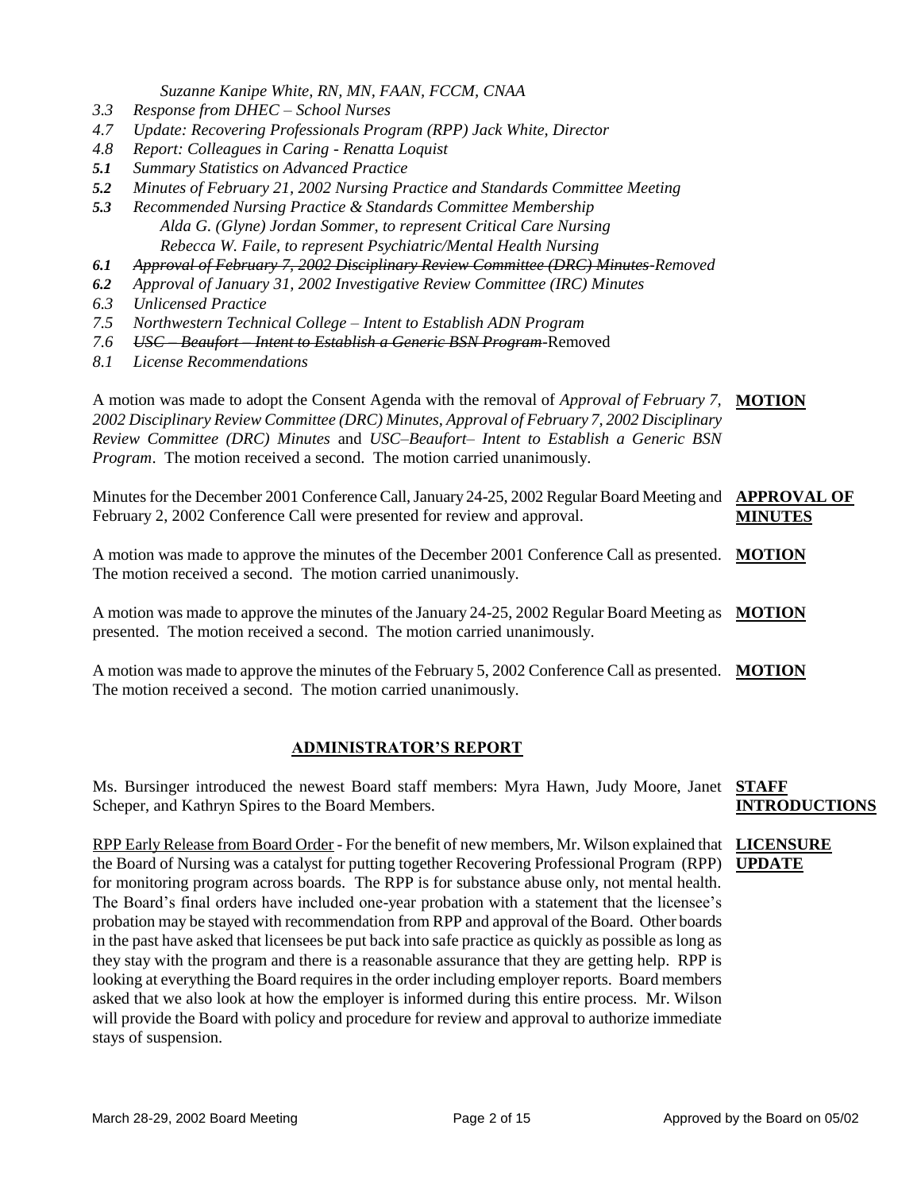*Suzanne Kanipe White, RN, MN, FAAN, FCCM, CNAA*

- *3.3 Response from DHEC – School Nurses*
- *4.7 Update: Recovering Professionals Program (RPP) Jack White, Director*
- *4.8 Report: Colleagues in Caring - Renatta Loquist*
- ***5.1*** *Summary Statistics on Advanced Practice*
- ***5.2*** *Minutes of February 21, 2002 Nursing Practice and Standards Committee Meeting*
- ***5.3*** *Recommended Nursing Practice & Standards Committee Membership*
  - *Alda G. (Glyne) Jordan Sommer, to represent Critical Care Nursing*
  - *Rebecca W. Faile, to represent Psychiatric/Mental Health Nursing*
- ***6.1*** ~~*Approval of February 7, 2002 Disciplinary Review Committee (DRC) Minutes*~~*-Removed*
- ***6.2*** *Approval of January 31, 2002 Investigative Review Committee (IRC) Minutes*
- *6.3 Unlicensed Practice*
- *7.5 Northwestern Technical College – Intent to Establish ADN Program*
- *7.6* ~~*USC – Beaufort – Intent to Establish a Generic BSN Program*~~-Removed
- *8.1 License Recommendations*

**MOTION**

A motion was made to adopt the Consent Agenda with the removal of *Approval of February 7, 2002 Disciplinary Review Committee (DRC) Minutes, Approval of February 7, 2002 Disciplinary Review Committee (DRC) Minutes* and *USC–Beaufort– Intent to Establish a Generic BSN Program*. The motion received a second. The motion carried unanimously.

**APPROVAL OF MINUTES**

Minutes for the December 2001 Conference Call, January 24-25, 2002 Regular Board Meeting and February 2, 2002 Conference Call were presented for review and approval.

**MOTION**

A motion was made to approve the minutes of the December 2001 Conference Call as presented. The motion received a second. The motion carried unanimously.

**MOTION**

A motion was made to approve the minutes of the January 24-25, 2002 Regular Board Meeting as presented. The motion received a second. The motion carried unanimously.

**MOTION**

A motion was made to approve the minutes of the February 5, 2002 Conference Call as presented. The motion received a second. The motion carried unanimously.

## ADMINISTRATOR'S REPORT

**STAFF INTRODUCTIONS**

Ms. Bursinger introduced the newest Board staff members: Myra Hawn, Judy Moore, Janet Scheper, and Kathryn Spires to the Board Members.

**LICENSURE UPDATE**

RPP Early Release from Board Order - For the benefit of new members, Mr. Wilson explained that the Board of Nursing was a catalyst for putting together Recovering Professional Program (RPP) for monitoring program across boards. The RPP is for substance abuse only, not mental health. The Board's final orders have included one-year probation with a statement that the licensee's probation may be stayed with recommendation from RPP and approval of the Board. Other boards in the past have asked that licensees be put back into safe practice as quickly as possible as long as they stay with the program and there is a reasonable assurance that they are getting help. RPP is looking at everything the Board requires in the order including employer reports. Board members asked that we also look at how the employer is informed during this entire process. Mr. Wilson will provide the Board with policy and procedure for review and approval to authorize immediate stays of suspension.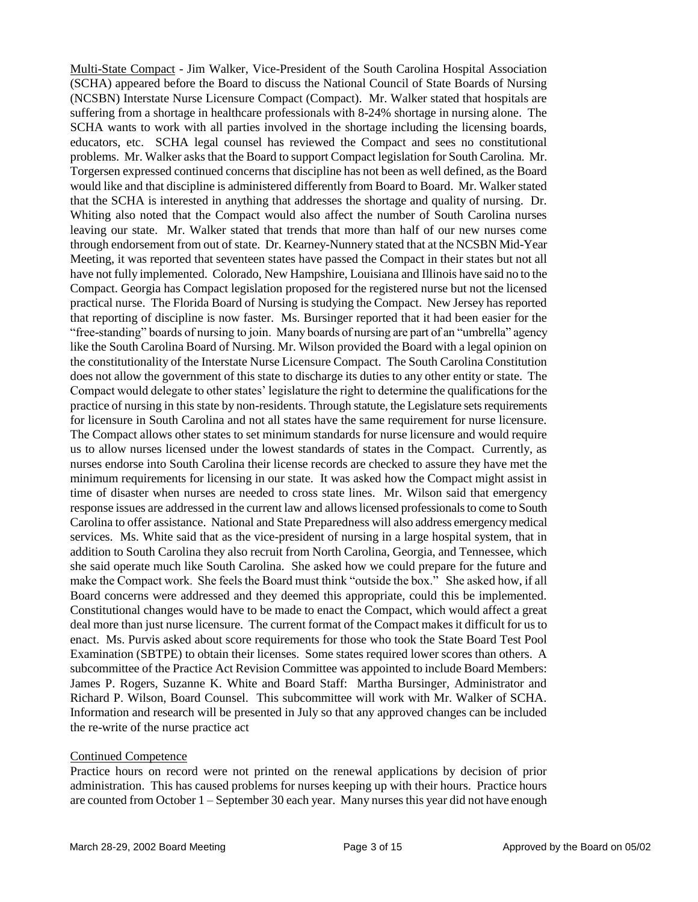Multi-State Compact - Jim Walker, Vice-President of the South Carolina Hospital Association (SCHA) appeared before the Board to discuss the National Council of State Boards of Nursing (NCSBN) Interstate Nurse Licensure Compact (Compact). Mr. Walker stated that hospitals are suffering from a shortage in healthcare professionals with 8-24% shortage in nursing alone. The SCHA wants to work with all parties involved in the shortage including the licensing boards, educators, etc. SCHA legal counsel has reviewed the Compact and sees no constitutional problems. Mr. Walker asks that the Board to support Compact legislation for South Carolina. Mr. Torgersen expressed continued concerns that discipline has not been as well defined, as the Board would like and that discipline is administered differently from Board to Board. Mr. Walker stated that the SCHA is interested in anything that addresses the shortage and quality of nursing. Dr. Whiting also noted that the Compact would also affect the number of South Carolina nurses leaving our state. Mr. Walker stated that trends that more than half of our new nurses come through endorsement from out of state. Dr. Kearney-Nunnery stated that at the NCSBN Mid-Year Meeting, it was reported that seventeen states have passed the Compact in their states but not all have not fully implemented. Colorado, New Hampshire, Louisiana and Illinois have said no to the Compact. Georgia has Compact legislation proposed for the registered nurse but not the licensed practical nurse. The Florida Board of Nursing is studying the Compact. New Jersey has reported that reporting of discipline is now faster. Ms. Bursinger reported that it had been easier for the "free-standing" boards of nursing to join. Many boards of nursing are part of an "umbrella" agency like the South Carolina Board of Nursing. Mr. Wilson provided the Board with a legal opinion on the constitutionality of the Interstate Nurse Licensure Compact. The South Carolina Constitution does not allow the government of this state to discharge its duties to any other entity or state. The Compact would delegate to other states' legislature the right to determine the qualifications for the practice of nursing in this state by non-residents. Through statute, the Legislature sets requirements for licensure in South Carolina and not all states have the same requirement for nurse licensure. The Compact allows other states to set minimum standards for nurse licensure and would require us to allow nurses licensed under the lowest standards of states in the Compact. Currently, as nurses endorse into South Carolina their license records are checked to assure they have met the minimum requirements for licensing in our state. It was asked how the Compact might assist in time of disaster when nurses are needed to cross state lines. Mr. Wilson said that emergency response issues are addressed in the current law and allows licensed professionals to come to South Carolina to offer assistance. National and State Preparedness will also address emergency medical services. Ms. White said that as the vice-president of nursing in a large hospital system, that in addition to South Carolina they also recruit from North Carolina, Georgia, and Tennessee, which she said operate much like South Carolina. She asked how we could prepare for the future and make the Compact work. She feels the Board must think "outside the box." She asked how, if all Board concerns were addressed and they deemed this appropriate, could this be implemented. Constitutional changes would have to be made to enact the Compact, which would affect a great deal more than just nurse licensure. The current format of the Compact makes it difficult for us to enact. Ms. Purvis asked about score requirements for those who took the State Board Test Pool Examination (SBTPE) to obtain their licenses. Some states required lower scores than others. A subcommittee of the Practice Act Revision Committee was appointed to include Board Members: James P. Rogers, Suzanne K. White and Board Staff: Martha Bursinger, Administrator and Richard P. Wilson, Board Counsel. This subcommittee will work with Mr. Walker of SCHA. Information and research will be presented in July so that any approved changes can be included the re-write of the nurse practice act

Continued Competence

Practice hours on record were not printed on the renewal applications by decision of prior administration. This has caused problems for nurses keeping up with their hours. Practice hours are counted from October 1 – September 30 each year. Many nurses this year did not have enough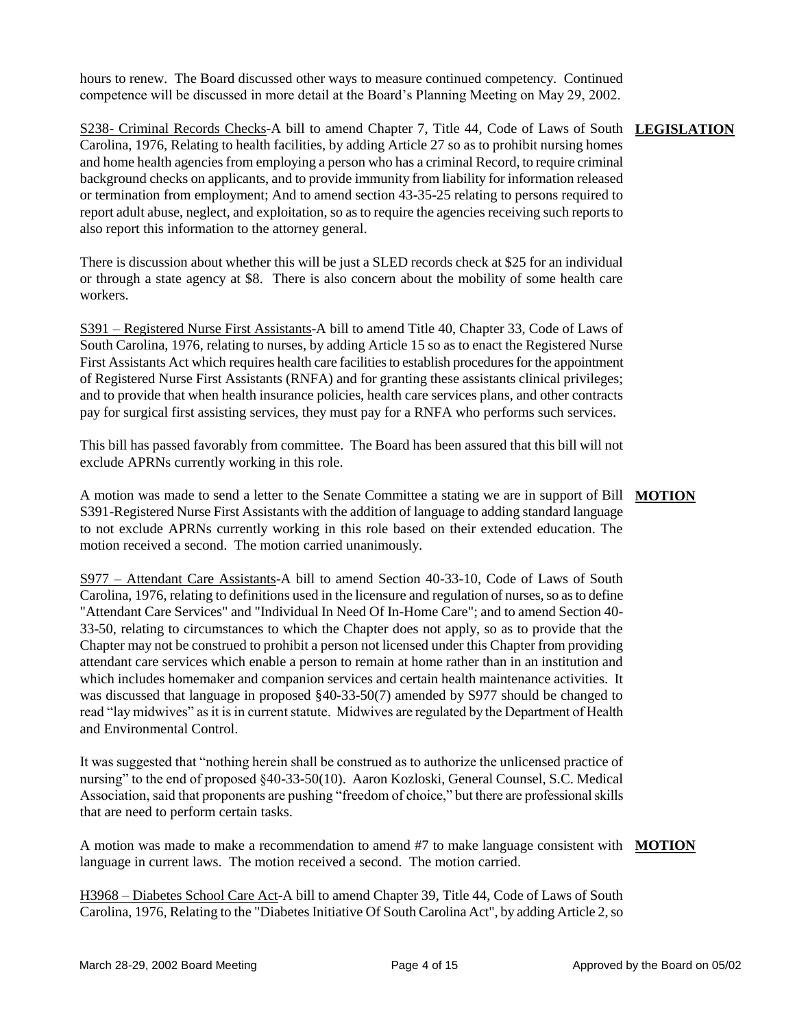hours to renew. The Board discussed other ways to measure continued competency. Continued competence will be discussed in more detail at the Board's Planning Meeting on May 29, 2002.

**LEGISLATION**

S238- Criminal Records Checks-A bill to amend Chapter 7, Title 44, Code of Laws of South Carolina, 1976, Relating to health facilities, by adding Article 27 so as to prohibit nursing homes and home health agencies from employing a person who has a criminal Record, to require criminal background checks on applicants, and to provide immunity from liability for information released or termination from employment; And to amend section 43-35-25 relating to persons required to report adult abuse, neglect, and exploitation, so as to require the agencies receiving such reports to also report this information to the attorney general.

There is discussion about whether this will be just a SLED records check at $25 for an individual or through a state agency at $8. There is also concern about the mobility of some health care workers.

S391 – Registered Nurse First Assistants-A bill to amend Title 40, Chapter 33, Code of Laws of South Carolina, 1976, relating to nurses, by adding Article 15 so as to enact the Registered Nurse First Assistants Act which requires health care facilities to establish procedures for the appointment of Registered Nurse First Assistants (RNFA) and for granting these assistants clinical privileges; and to provide that when health insurance policies, health care services plans, and other contracts pay for surgical first assisting services, they must pay for a RNFA who performs such services.

This bill has passed favorably from committee. The Board has been assured that this bill will not exclude APRNs currently working in this role.

**MOTION**

A motion was made to send a letter to the Senate Committee a stating we are in support of Bill S391-Registered Nurse First Assistants with the addition of language to adding standard language to not exclude APRNs currently working in this role based on their extended education. The motion received a second. The motion carried unanimously.

S977 – Attendant Care Assistants-A bill to amend Section 40-33-10, Code of Laws of South Carolina, 1976, relating to definitions used in the licensure and regulation of nurses, so as to define "Attendant Care Services" and "Individual In Need Of In-Home Care"; and to amend Section 40-33-50, relating to circumstances to which the Chapter does not apply, so as to provide that the Chapter may not be construed to prohibit a person not licensed under this Chapter from providing attendant care services which enable a person to remain at home rather than in an institution and which includes homemaker and companion services and certain health maintenance activities. It was discussed that language in proposed §40-33-50(7) amended by S977 should be changed to read "lay midwives" as it is in current statute. Midwives are regulated by the Department of Health and Environmental Control.

It was suggested that "nothing herein shall be construed as to authorize the unlicensed practice of nursing" to the end of proposed §40-33-50(10). Aaron Kozloski, General Counsel, S.C. Medical Association, said that proponents are pushing "freedom of choice," but there are professional skills that are need to perform certain tasks.

**MOTION**

A motion was made to make a recommendation to amend #7 to make language consistent with language in current laws. The motion received a second. The motion carried.

H3968 – Diabetes School Care Act-A bill to amend Chapter 39, Title 44, Code of Laws of South Carolina, 1976, Relating to the "Diabetes Initiative Of South Carolina Act", by adding Article 2, so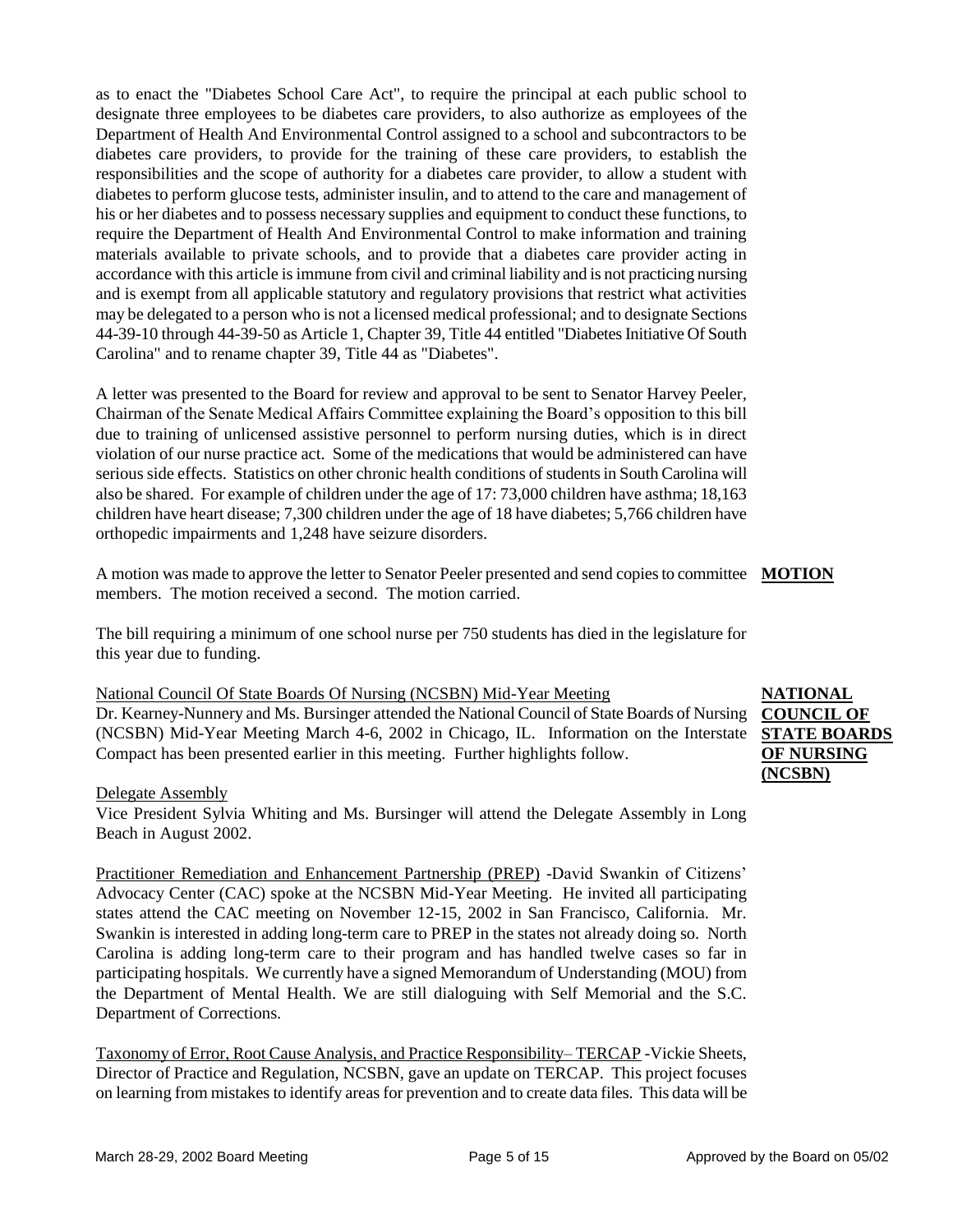as to enact the "Diabetes School Care Act", to require the principal at each public school to designate three employees to be diabetes care providers, to also authorize as employees of the Department of Health And Environmental Control assigned to a school and subcontractors to be diabetes care providers, to provide for the training of these care providers, to establish the responsibilities and the scope of authority for a diabetes care provider, to allow a student with diabetes to perform glucose tests, administer insulin, and to attend to the care and management of his or her diabetes and to possess necessary supplies and equipment to conduct these functions, to require the Department of Health And Environmental Control to make information and training materials available to private schools, and to provide that a diabetes care provider acting in accordance with this article is immune from civil and criminal liability and is not practicing nursing and is exempt from all applicable statutory and regulatory provisions that restrict what activities may be delegated to a person who is not a licensed medical professional; and to designate Sections 44-39-10 through 44-39-50 as Article 1, Chapter 39, Title 44 entitled "Diabetes Initiative Of South Carolina" and to rename chapter 39, Title 44 as "Diabetes".

A letter was presented to the Board for review and approval to be sent to Senator Harvey Peeler, Chairman of the Senate Medical Affairs Committee explaining the Board's opposition to this bill due to training of unlicensed assistive personnel to perform nursing duties, which is in direct violation of our nurse practice act. Some of the medications that would be administered can have serious side effects. Statistics on other chronic health conditions of students in South Carolina will also be shared. For example of children under the age of 17: 73,000 children have asthma; 18,163 children have heart disease; 7,300 children under the age of 18 have diabetes; 5,766 children have orthopedic impairments and 1,248 have seizure disorders.

**MOTION**

A motion was made to approve the letter to Senator Peeler presented and send copies to committee members. The motion received a second. The motion carried.

The bill requiring a minimum of one school nurse per 750 students has died in the legislature for this year due to funding.

**NATIONAL COUNCIL OF STATE BOARDS OF NURSING (NCSBN)**

National Council Of State Boards Of Nursing (NCSBN) Mid-Year Meeting

Dr. Kearney-Nunnery and Ms. Bursinger attended the National Council of State Boards of Nursing (NCSBN) Mid-Year Meeting March 4-6, 2002 in Chicago, IL. Information on the Interstate Compact has been presented earlier in this meeting. Further highlights follow.

Delegate Assembly

Vice President Sylvia Whiting and Ms. Bursinger will attend the Delegate Assembly in Long Beach in August 2002.

Practitioner Remediation and Enhancement Partnership (PREP) -David Swankin of Citizens' Advocacy Center (CAC) spoke at the NCSBN Mid-Year Meeting. He invited all participating states attend the CAC meeting on November 12-15, 2002 in San Francisco, California. Mr. Swankin is interested in adding long-term care to PREP in the states not already doing so. North Carolina is adding long-term care to their program and has handled twelve cases so far in participating hospitals. We currently have a signed Memorandum of Understanding (MOU) from the Department of Mental Health. We are still dialoguing with Self Memorial and the S.C. Department of Corrections.

Taxonomy of Error, Root Cause Analysis, and Practice Responsibility– TERCAP -Vickie Sheets, Director of Practice and Regulation, NCSBN, gave an update on TERCAP. This project focuses on learning from mistakes to identify areas for prevention and to create data files. This data will be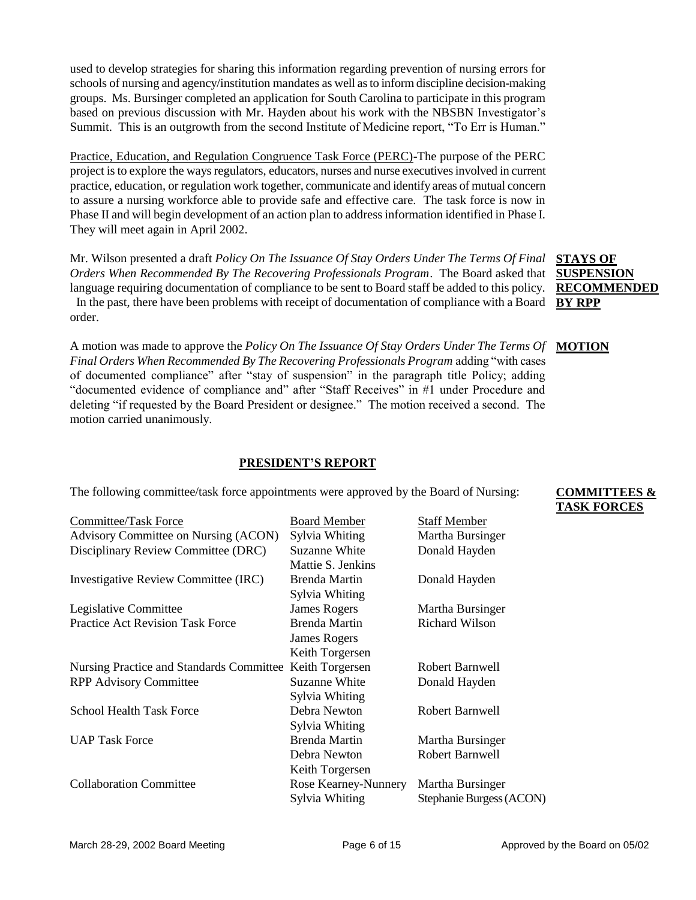used to develop strategies for sharing this information regarding prevention of nursing errors for schools of nursing and agency/institution mandates as well as to inform discipline decision-making groups. Ms. Bursinger completed an application for South Carolina to participate in this program based on previous discussion with Mr. Hayden about his work with the NBSBN Investigator's Summit. This is an outgrowth from the second Institute of Medicine report, "To Err is Human."

Practice, Education, and Regulation Congruence Task Force (PERC)-The purpose of the PERC project is to explore the ways regulators, educators, nurses and nurse executives involved in current practice, education, or regulation work together, communicate and identify areas of mutual concern to assure a nursing workforce able to provide safe and effective care. The task force is now in Phase II and will begin development of an action plan to address information identified in Phase I. They will meet again in April 2002.

**STAYS OF SUSPENSION RECOMMENDED BY RPP**

Mr. Wilson presented a draft *Policy On The Issuance Of Stay Orders Under The Terms Of Final Orders When Recommended By The Recovering Professionals Program*. The Board asked that language requiring documentation of compliance to be sent to Board staff be added to this policy. In the past, there have been problems with receipt of documentation of compliance with a Board order.

**MOTION**

A motion was made to approve the *Policy On The Issuance Of Stay Orders Under The Terms Of Final Orders When Recommended By The Recovering Professionals Program* adding "with cases of documented compliance" after "stay of suspension" in the paragraph title Policy; adding "documented evidence of compliance and" after "Staff Receives" in #1 under Procedure and deleting "if requested by the Board President or designee." The motion received a second. The motion carried unanimously.

## PRESIDENT'S REPORT

**COMMITTEES & TASK FORCES**

The following committee/task force appointments were approved by the Board of Nursing:

| Committee/Task Force | Board Member | Staff Member |
|---|---|---|
| Advisory Committee on Nursing (ACON) | Sylvia Whiting | Martha Bursinger |
| Disciplinary Review Committee (DRC) | Suzanne White<br>Mattie S. Jenkins | Donald Hayden |
| Investigative Review Committee (IRC) | Brenda Martin<br>Sylvia Whiting | Donald Hayden |
| Legislative Committee | James Rogers | Martha Bursinger |
| Practice Act Revision Task Force | Brenda Martin<br>James Rogers<br>Keith Torgersen | Richard Wilson |
| Nursing Practice and Standards Committee | Keith Torgersen | Robert Barnwell |
| RPP Advisory Committee | Suzanne White<br>Sylvia Whiting | Donald Hayden |
| School Health Task Force | Debra Newton<br>Sylvia Whiting | Robert Barnwell |
| UAP Task Force | Brenda Martin<br>Debra Newton<br>Keith Torgersen | Martha Bursinger<br>Robert Barnwell |
| Collaboration Committee | Rose Kearney-Nunnery<br>Sylvia Whiting | Martha Bursinger<br>Stephanie Burgess (ACON) |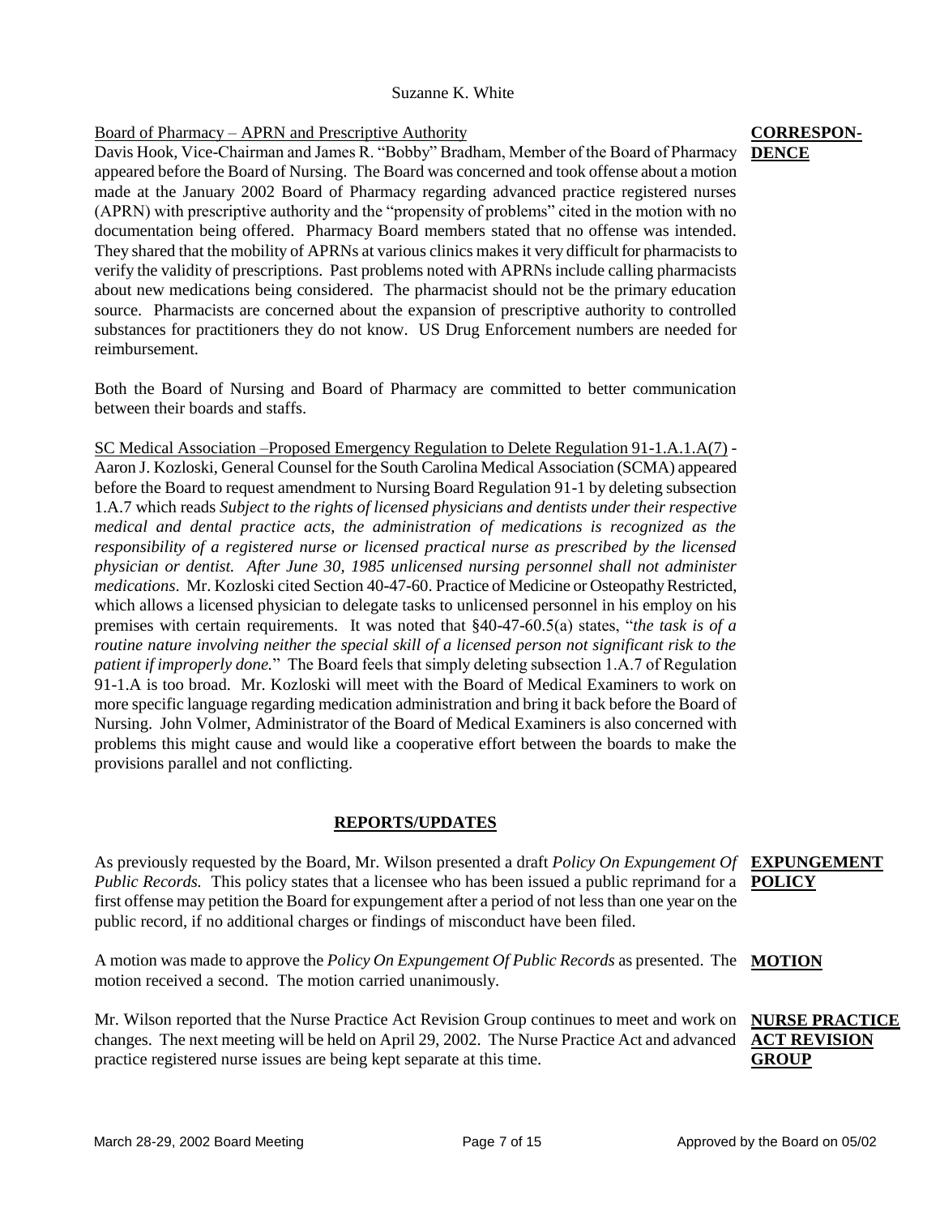Suzanne K. White

**CORRESPONDENCE**

Board of Pharmacy – APRN and Prescriptive Authority

Davis Hook, Vice-Chairman and James R. "Bobby" Bradham, Member of the Board of Pharmacy appeared before the Board of Nursing. The Board was concerned and took offense about a motion made at the January 2002 Board of Pharmacy regarding advanced practice registered nurses (APRN) with prescriptive authority and the "propensity of problems" cited in the motion with no documentation being offered. Pharmacy Board members stated that no offense was intended. They shared that the mobility of APRNs at various clinics makes it very difficult for pharmacists to verify the validity of prescriptions. Past problems noted with APRNs include calling pharmacists about new medications being considered. The pharmacist should not be the primary education source. Pharmacists are concerned about the expansion of prescriptive authority to controlled substances for practitioners they do not know. US Drug Enforcement numbers are needed for reimbursement.

Both the Board of Nursing and Board of Pharmacy are committed to better communication between their boards and staffs.

SC Medical Association –Proposed Emergency Regulation to Delete Regulation 91-1.A.1.A(7) - Aaron J. Kozloski, General Counsel for the South Carolina Medical Association (SCMA) appeared before the Board to request amendment to Nursing Board Regulation 91-1 by deleting subsection 1.A.7 which reads *Subject to the rights of licensed physicians and dentists under their respective medical and dental practice acts, the administration of medications is recognized as the responsibility of a registered nurse or licensed practical nurse as prescribed by the licensed physician or dentist. After June 30, 1985 unlicensed nursing personnel shall not administer medications*. Mr. Kozloski cited Section 40-47-60. Practice of Medicine or Osteopathy Restricted, which allows a licensed physician to delegate tasks to unlicensed personnel in his employ on his premises with certain requirements. It was noted that §40-47-60.5(a) states, "*the task is of a routine nature involving neither the special skill of a licensed person not significant risk to the patient if improperly done.*" The Board feels that simply deleting subsection 1.A.7 of Regulation 91-1.A is too broad. Mr. Kozloski will meet with the Board of Medical Examiners to work on more specific language regarding medication administration and bring it back before the Board of Nursing. John Volmer, Administrator of the Board of Medical Examiners is also concerned with problems this might cause and would like a cooperative effort between the boards to make the provisions parallel and not conflicting.

## REPORTS/UPDATES

**EXPUNGEMENT POLICY**

As previously requested by the Board, Mr. Wilson presented a draft *Policy On Expungement Of Public Records.* This policy states that a licensee who has been issued a public reprimand for a first offense may petition the Board for expungement after a period of not less than one year on the public record, if no additional charges or findings of misconduct have been filed.

**MOTION**

A motion was made to approve the *Policy On Expungement Of Public Records* as presented. The motion received a second. The motion carried unanimously.

**NURSE PRACTICE ACT REVISION GROUP**

Mr. Wilson reported that the Nurse Practice Act Revision Group continues to meet and work on changes. The next meeting will be held on April 29, 2002. The Nurse Practice Act and advanced practice registered nurse issues are being kept separate at this time.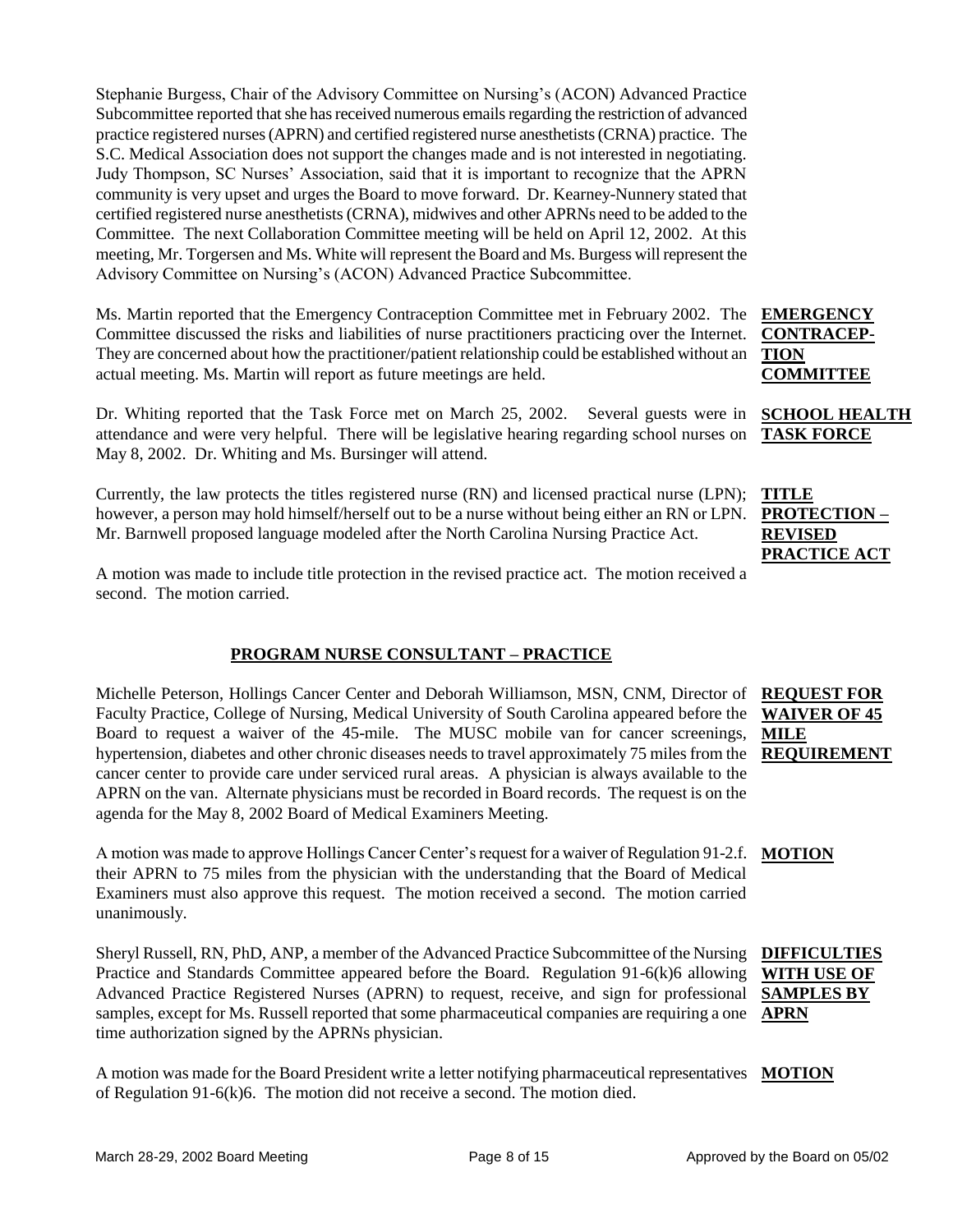Stephanie Burgess, Chair of the Advisory Committee on Nursing's (ACON) Advanced Practice Subcommittee reported that she has received numerous emails regarding the restriction of advanced practice registered nurses (APRN) and certified registered nurse anesthetists (CRNA) practice. The S.C. Medical Association does not support the changes made and is not interested in negotiating. Judy Thompson, SC Nurses' Association, said that it is important to recognize that the APRN community is very upset and urges the Board to move forward. Dr. Kearney-Nunnery stated that certified registered nurse anesthetists (CRNA), midwives and other APRNs need to be added to the Committee. The next Collaboration Committee meeting will be held on April 12, 2002. At this meeting, Mr. Torgersen and Ms. White will represent the Board and Ms. Burgess will represent the Advisory Committee on Nursing's (ACON) Advanced Practice Subcommittee.

**EMERGENCY CONTRACEPTION COMMITTEE**

Ms. Martin reported that the Emergency Contraception Committee met in February 2002. The Committee discussed the risks and liabilities of nurse practitioners practicing over the Internet. They are concerned about how the practitioner/patient relationship could be established without an actual meeting. Ms. Martin will report as future meetings are held.

**SCHOOL HEALTH TASK FORCE**

Dr. Whiting reported that the Task Force met on March 25, 2002. Several guests were in attendance and were very helpful. There will be legislative hearing regarding school nurses on May 8, 2002. Dr. Whiting and Ms. Bursinger will attend.

**TITLE PROTECTION – REVISED PRACTICE ACT**

Currently, the law protects the titles registered nurse (RN) and licensed practical nurse (LPN); however, a person may hold himself/herself out to be a nurse without being either an RN or LPN. Mr. Barnwell proposed language modeled after the North Carolina Nursing Practice Act.

A motion was made to include title protection in the revised practice act. The motion received a second. The motion carried.

## PROGRAM NURSE CONSULTANT – PRACTICE

**REQUEST FOR WAIVER OF 45 MILE REQUIREMENT**

Michelle Peterson, Hollings Cancer Center and Deborah Williamson, MSN, CNM, Director of Faculty Practice, College of Nursing, Medical University of South Carolina appeared before the Board to request a waiver of the 45-mile. The MUSC mobile van for cancer screenings, hypertension, diabetes and other chronic diseases needs to travel approximately 75 miles from the cancer center to provide care under serviced rural areas. A physician is always available to the APRN on the van. Alternate physicians must be recorded in Board records. The request is on the agenda for the May 8, 2002 Board of Medical Examiners Meeting.

**MOTION**

A motion was made to approve Hollings Cancer Center's request for a waiver of Regulation 91-2.f. their APRN to 75 miles from the physician with the understanding that the Board of Medical Examiners must also approve this request. The motion received a second. The motion carried unanimously.

**DIFFICULTIES WITH USE OF SAMPLES BY APRN**

Sheryl Russell, RN, PhD, ANP, a member of the Advanced Practice Subcommittee of the Nursing Practice and Standards Committee appeared before the Board. Regulation 91-6(k)6 allowing Advanced Practice Registered Nurses (APRN) to request, receive, and sign for professional samples, except for Ms. Russell reported that some pharmaceutical companies are requiring a one time authorization signed by the APRNs physician.

**MOTION**

A motion was made for the Board President write a letter notifying pharmaceutical representatives of Regulation 91-6(k)6. The motion did not receive a second. The motion died.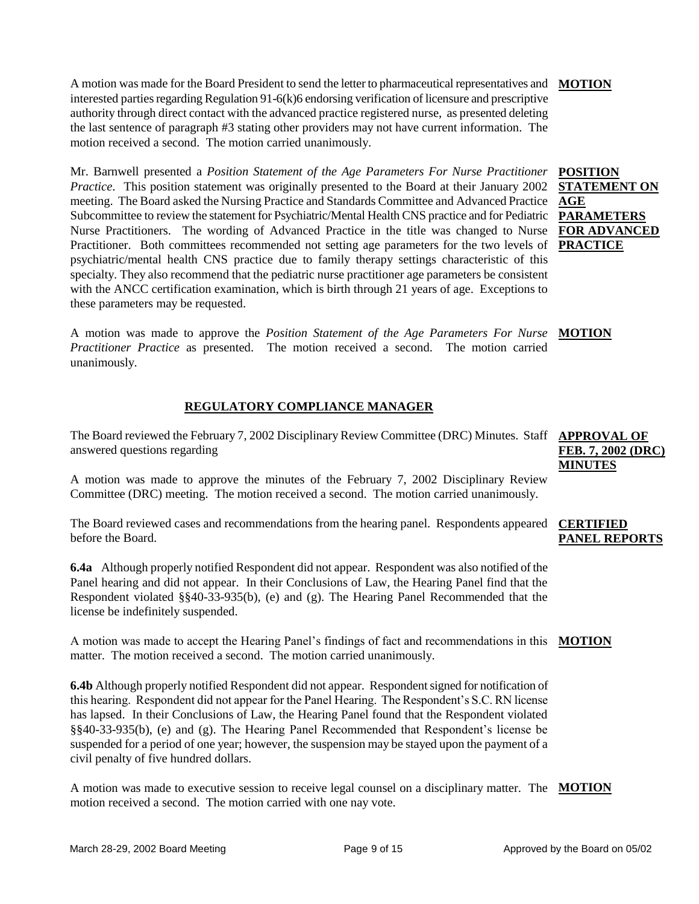A motion was made for the Board President to send the letter to pharmaceutical representatives and interested parties regarding Regulation 91-6(k)6 endorsing verification of licensure and prescriptive authority through direct contact with the advanced practice registered nurse, as presented deleting the last sentence of paragraph #3 stating other providers may not have current information. The motion received a second. The motion carried unanimously.

**MOTION**

Mr. Barnwell presented a *Position Statement of the Age Parameters For Nurse Practitioner Practice*. This position statement was originally presented to the Board at their January 2002 meeting. The Board asked the Nursing Practice and Standards Committee and Advanced Practice Subcommittee to review the statement for Psychiatric/Mental Health CNS practice and for Pediatric Nurse Practitioners. The wording of Advanced Practice in the title was changed to Nurse Practitioner. Both committees recommended not setting age parameters for the two levels of psychiatric/mental health CNS practice due to family therapy settings characteristic of this specialty. They also recommend that the pediatric nurse practitioner age parameters be consistent with the ANCC certification examination, which is birth through 21 years of age. Exceptions to these parameters may be requested.

**POSITION STATEMENT ON AGE PARAMETERS FOR ADVANCED PRACTICE**

A motion was made to approve the *Position Statement of the Age Parameters For Nurse Practitioner Practice* as presented. The motion received a second. The motion carried unanimously.

**MOTION**

## REGULATORY COMPLIANCE MANAGER

The Board reviewed the February 7, 2002 Disciplinary Review Committee (DRC) Minutes. Staff answered questions regarding

**APPROVAL OF FEB. 7, 2002 (DRC) MINUTES**

A motion was made to approve the minutes of the February 7, 2002 Disciplinary Review Committee (DRC) meeting. The motion received a second. The motion carried unanimously.

The Board reviewed cases and recommendations from the hearing panel. Respondents appeared before the Board.

**CERTIFIED PANEL REPORTS**

**6.4a** Although properly notified Respondent did not appear. Respondent was also notified of the Panel hearing and did not appear. In their Conclusions of Law, the Hearing Panel find that the Respondent violated §§40-33-935(b), (e) and (g). The Hearing Panel Recommended that the license be indefinitely suspended.

A motion was made to accept the Hearing Panel's findings of fact and recommendations in this matter. The motion received a second. The motion carried unanimously.

**MOTION**

**6.4b** Although properly notified Respondent did not appear. Respondent signed for notification of this hearing. Respondent did not appear for the Panel Hearing. The Respondent's S.C. RN license has lapsed. In their Conclusions of Law, the Hearing Panel found that the Respondent violated §§40-33-935(b), (e) and (g). The Hearing Panel Recommended that Respondent's license be suspended for a period of one year; however, the suspension may be stayed upon the payment of a civil penalty of five hundred dollars.

A motion was made to executive session to receive legal counsel on a disciplinary matter. The motion received a second. The motion carried with one nay vote.

**MOTION**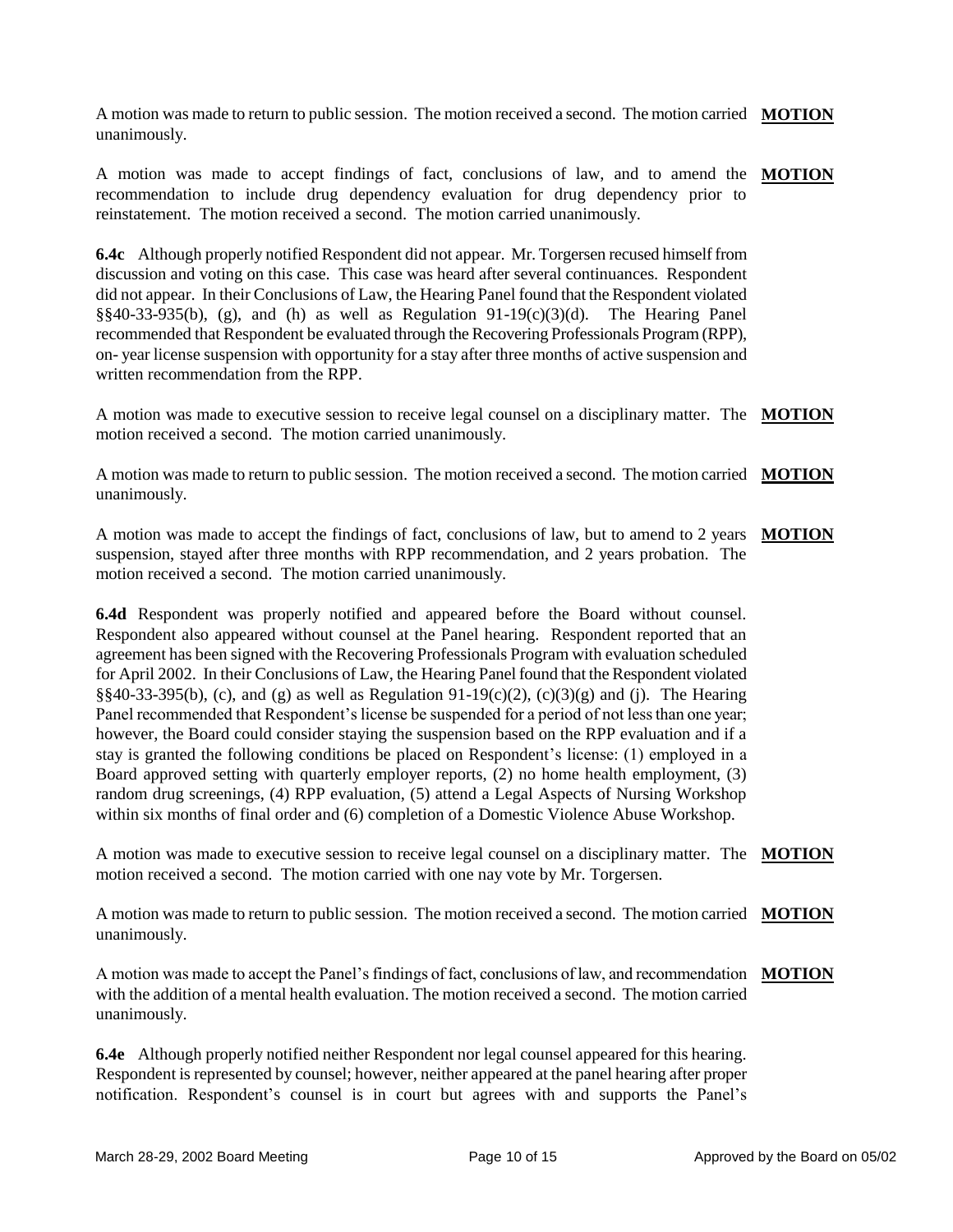A motion was made to return to public session. The motion received a second. The motion carried unanimously. **MOTION**

A motion was made to accept findings of fact, conclusions of law, and to amend the recommendation to include drug dependency evaluation for drug dependency prior to reinstatement. The motion received a second. The motion carried unanimously. **MOTION**

**6.4c** Although properly notified Respondent did not appear. Mr. Torgersen recused himself from discussion and voting on this case. This case was heard after several continuances. Respondent did not appear. In their Conclusions of Law, the Hearing Panel found that the Respondent violated §§40-33-935(b), (g), and (h) as well as Regulation 91-19(c)(3)(d). The Hearing Panel recommended that Respondent be evaluated through the Recovering Professionals Program (RPP), on- year license suspension with opportunity for a stay after three months of active suspension and written recommendation from the RPP.

A motion was made to executive session to receive legal counsel on a disciplinary matter. The motion received a second. The motion carried unanimously. **MOTION**

A motion was made to return to public session. The motion received a second. The motion carried unanimously. **MOTION**

A motion was made to accept the findings of fact, conclusions of law, but to amend to 2 years suspension, stayed after three months with RPP recommendation, and 2 years probation. The motion received a second. The motion carried unanimously. **MOTION**

**6.4d** Respondent was properly notified and appeared before the Board without counsel. Respondent also appeared without counsel at the Panel hearing. Respondent reported that an agreement has been signed with the Recovering Professionals Program with evaluation scheduled for April 2002. In their Conclusions of Law, the Hearing Panel found that the Respondent violated §§40-33-395(b), (c), and (g) as well as Regulation 91-19(c)(2), (c)(3)(g) and (j). The Hearing Panel recommended that Respondent's license be suspended for a period of not less than one year; however, the Board could consider staying the suspension based on the RPP evaluation and if a stay is granted the following conditions be placed on Respondent's license: (1) employed in a Board approved setting with quarterly employer reports, (2) no home health employment, (3) random drug screenings, (4) RPP evaluation, (5) attend a Legal Aspects of Nursing Workshop within six months of final order and (6) completion of a Domestic Violence Abuse Workshop.

A motion was made to executive session to receive legal counsel on a disciplinary matter. The motion received a second. The motion carried with one nay vote by Mr. Torgersen. **MOTION**

A motion was made to return to public session. The motion received a second. The motion carried unanimously. **MOTION**

A motion was made to accept the Panel's findings of fact, conclusions of law, and recommendation with the addition of a mental health evaluation. The motion received a second. The motion carried unanimously. **MOTION**

**6.4e** Although properly notified neither Respondent nor legal counsel appeared for this hearing. Respondent is represented by counsel; however, neither appeared at the panel hearing after proper notification. Respondent's counsel is in court but agrees with and supports the Panel's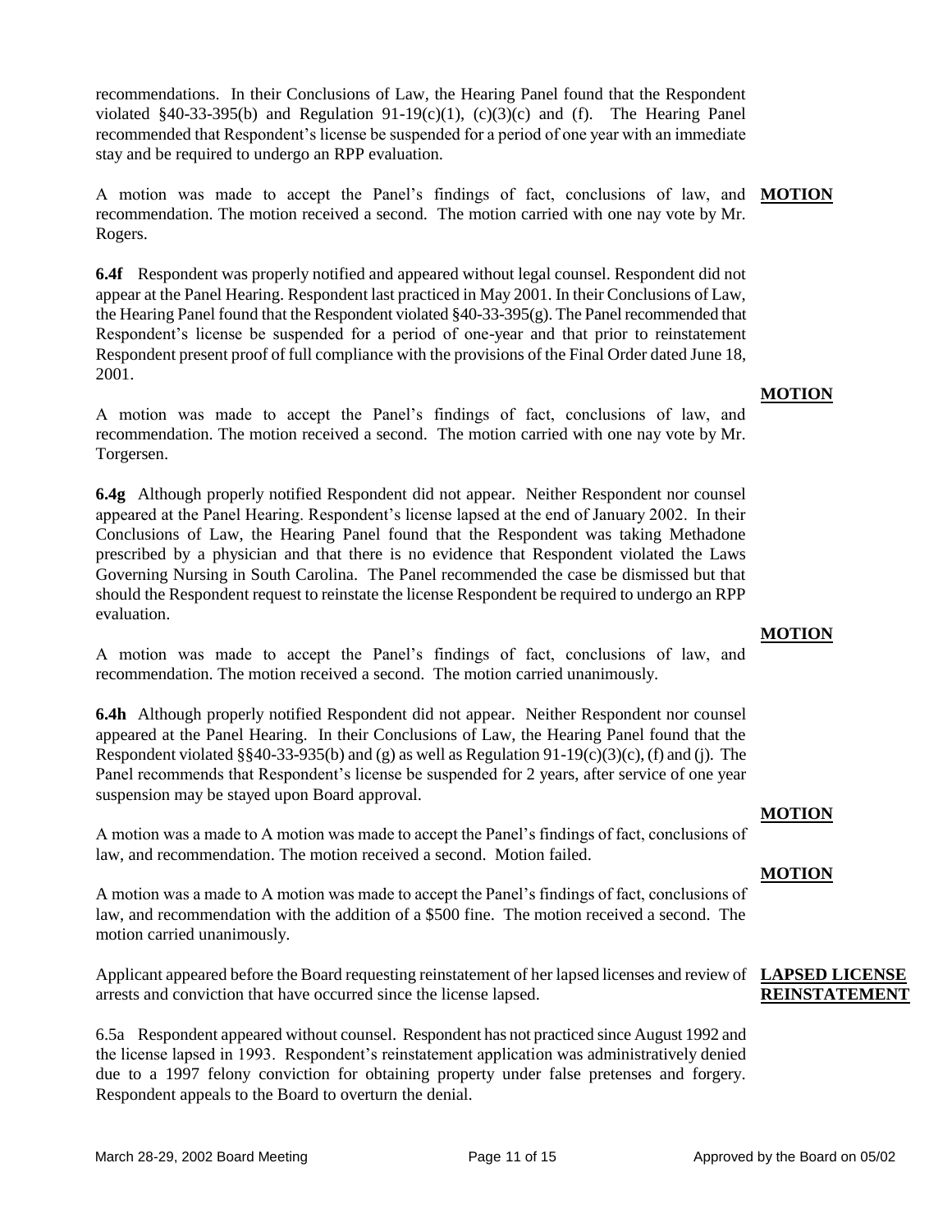recommendations. In their Conclusions of Law, the Hearing Panel found that the Respondent violated §40-33-395(b) and Regulation 91-19(c)(1), (c)(3)(c) and (f). The Hearing Panel recommended that Respondent's license be suspended for a period of one year with an immediate stay and be required to undergo an RPP evaluation.

**MOTION**

A motion was made to accept the Panel's findings of fact, conclusions of law, and recommendation. The motion received a second. The motion carried with one nay vote by Mr. Rogers.

**6.4f** Respondent was properly notified and appeared without legal counsel. Respondent did not appear at the Panel Hearing. Respondent last practiced in May 2001. In their Conclusions of Law, the Hearing Panel found that the Respondent violated §40-33-395(g). The Panel recommended that Respondent's license be suspended for a period of one-year and that prior to reinstatement Respondent present proof of full compliance with the provisions of the Final Order dated June 18, 2001.

**MOTION**

A motion was made to accept the Panel's findings of fact, conclusions of law, and recommendation. The motion received a second. The motion carried with one nay vote by Mr. Torgersen.

**6.4g** Although properly notified Respondent did not appear. Neither Respondent nor counsel appeared at the Panel Hearing. Respondent's license lapsed at the end of January 2002. In their Conclusions of Law, the Hearing Panel found that the Respondent was taking Methadone prescribed by a physician and that there is no evidence that Respondent violated the Laws Governing Nursing in South Carolina. The Panel recommended the case be dismissed but that should the Respondent request to reinstate the license Respondent be required to undergo an RPP evaluation.

**MOTION**

A motion was made to accept the Panel's findings of fact, conclusions of law, and recommendation. The motion received a second. The motion carried unanimously.

**6.4h** Although properly notified Respondent did not appear. Neither Respondent nor counsel appeared at the Panel Hearing. In their Conclusions of Law, the Hearing Panel found that the Respondent violated §§40-33-935(b) and (g) as well as Regulation 91-19(c)(3)(c), (f) and (j). The Panel recommends that Respondent's license be suspended for 2 years, after service of one year suspension may be stayed upon Board approval.

**MOTION**

A motion was a made to A motion was made to accept the Panel's findings of fact, conclusions of law, and recommendation. The motion received a second. Motion failed.

**MOTION**

A motion was a made to A motion was made to accept the Panel's findings of fact, conclusions of law, and recommendation with the addition of a $500 fine. The motion received a second. The motion carried unanimously.

**LAPSED LICENSE REINSTATEMENT**

Applicant appeared before the Board requesting reinstatement of her lapsed licenses and review of arrests and conviction that have occurred since the license lapsed.

6.5a Respondent appeared without counsel. Respondent has not practiced since August 1992 and the license lapsed in 1993. Respondent's reinstatement application was administratively denied due to a 1997 felony conviction for obtaining property under false pretenses and forgery. Respondent appeals to the Board to overturn the denial.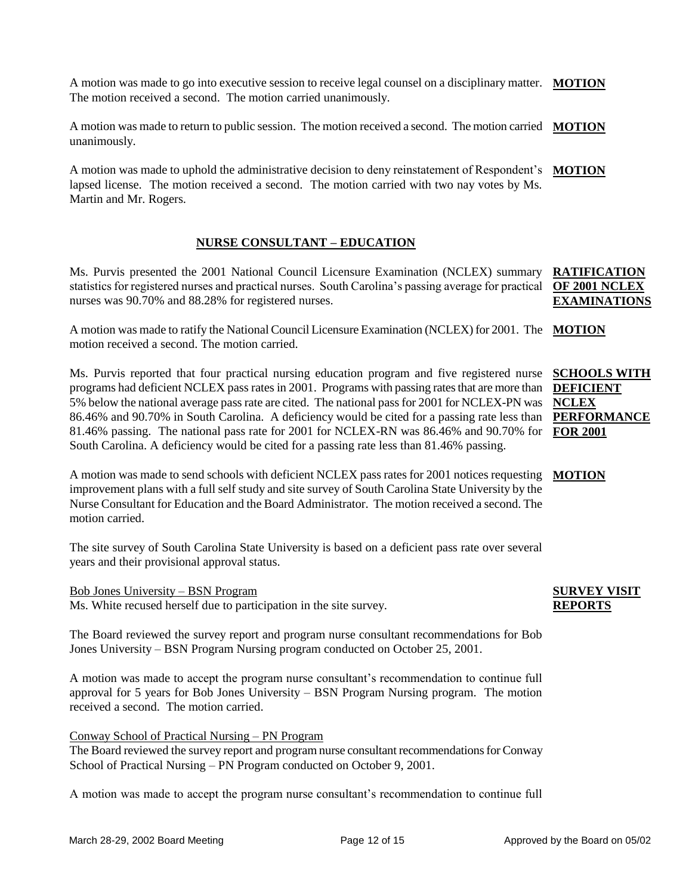A motion was made to go into executive session to receive legal counsel on a disciplinary matter. The motion received a second. The motion carried unanimously. **MOTION**

A motion was made to return to public session. The motion received a second. The motion carried unanimously. **MOTION**

A motion was made to uphold the administrative decision to deny reinstatement of Respondent's lapsed license. The motion received a second. The motion carried with two nay votes by Ms. Martin and Mr. Rogers. **MOTION**

## NURSE CONSULTANT – EDUCATION

**RATIFICATION OF 2001 NCLEX EXAMINATIONS**

Ms. Purvis presented the 2001 National Council Licensure Examination (NCLEX) summary statistics for registered nurses and practical nurses. South Carolina's passing average for practical nurses was 90.70% and 88.28% for registered nurses.

A motion was made to ratify the National Council Licensure Examination (NCLEX) for 2001. The motion received a second. The motion carried. **MOTION**

**SCHOOLS WITH DEFICIENT NCLEX PERFORMANCE FOR 2001**

Ms. Purvis reported that four practical nursing education program and five registered nurse programs had deficient NCLEX pass rates in 2001. Programs with passing rates that are more than 5% below the national average pass rate are cited. The national pass for 2001 for NCLEX-PN was 86.46% and 90.70% in South Carolina. A deficiency would be cited for a passing rate less than 81.46% passing. The national pass rate for 2001 for NCLEX-RN was 86.46% and 90.70% for South Carolina. A deficiency would be cited for a passing rate less than 81.46% passing.

A motion was made to send schools with deficient NCLEX pass rates for 2001 notices requesting improvement plans with a full self study and site survey of South Carolina State University by the Nurse Consultant for Education and the Board Administrator. The motion received a second. The motion carried. **MOTION**

The site survey of South Carolina State University is based on a deficient pass rate over several years and their provisional approval status.

**SURVEY VISIT REPORTS**

Bob Jones University – BSN Program

Ms. White recused herself due to participation in the site survey.

The Board reviewed the survey report and program nurse consultant recommendations for Bob Jones University – BSN Program Nursing program conducted on October 25, 2001.

A motion was made to accept the program nurse consultant's recommendation to continue full approval for 5 years for Bob Jones University – BSN Program Nursing program. The motion received a second. The motion carried.

Conway School of Practical Nursing – PN Program

The Board reviewed the survey report and program nurse consultant recommendations for Conway School of Practical Nursing – PN Program conducted on October 9, 2001.

A motion was made to accept the program nurse consultant's recommendation to continue full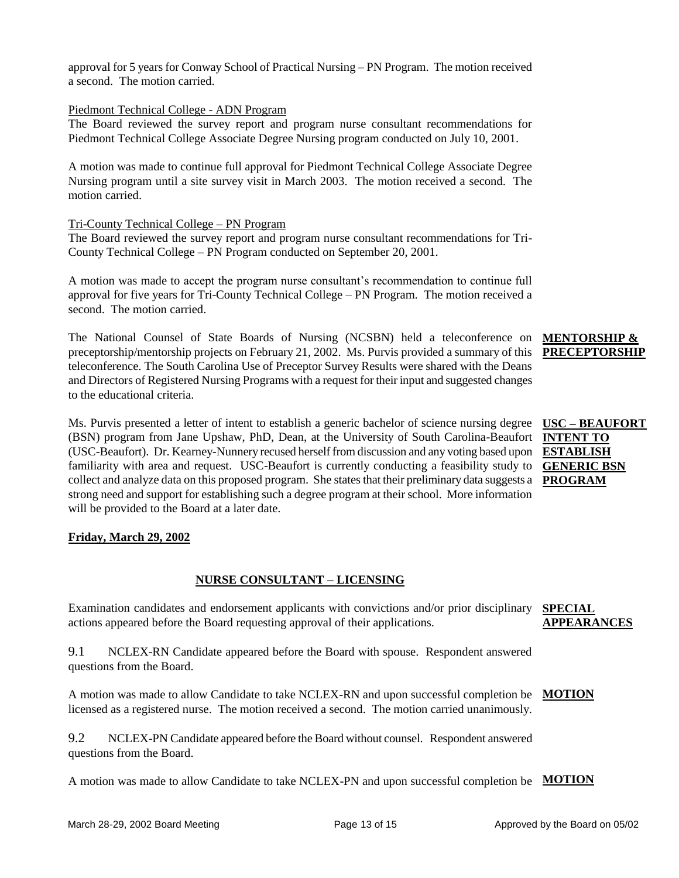approval for 5 years for Conway School of Practical Nursing – PN Program. The motion received a second. The motion carried.

Piedmont Technical College - ADN Program

The Board reviewed the survey report and program nurse consultant recommendations for Piedmont Technical College Associate Degree Nursing program conducted on July 10, 2001.

A motion was made to continue full approval for Piedmont Technical College Associate Degree Nursing program until a site survey visit in March 2003. The motion received a second. The motion carried.

Tri-County Technical College – PN Program

The Board reviewed the survey report and program nurse consultant recommendations for Tri-County Technical College – PN Program conducted on September 20, 2001.

A motion was made to accept the program nurse consultant's recommendation to continue full approval for five years for Tri-County Technical College – PN Program. The motion received a second. The motion carried.

**MENTORSHIP & PRECEPTORSHIP**

The National Counsel of State Boards of Nursing (NCSBN) held a teleconference on preceptorship/mentorship projects on February 21, 2002. Ms. Purvis provided a summary of this teleconference. The South Carolina Use of Preceptor Survey Results were shared with the Deans and Directors of Registered Nursing Programs with a request for their input and suggested changes to the educational criteria.

**USC – BEAUFORT INTENT TO ESTABLISH GENERIC BSN PROGRAM**

Ms. Purvis presented a letter of intent to establish a generic bachelor of science nursing degree (BSN) program from Jane Upshaw, PhD, Dean, at the University of South Carolina-Beaufort (USC-Beaufort). Dr. Kearney-Nunnery recused herself from discussion and any voting based upon familiarity with area and request. USC-Beaufort is currently conducting a feasibility study to collect and analyze data on this proposed program. She states that their preliminary data suggests a strong need and support for establishing such a degree program at their school. More information will be provided to the Board at a later date.

**Friday, March 29, 2002**

## NURSE CONSULTANT – LICENSING

**SPECIAL APPEARANCES**

Examination candidates and endorsement applicants with convictions and/or prior disciplinary actions appeared before the Board requesting approval of their applications.

9.1 NCLEX-RN Candidate appeared before the Board with spouse. Respondent answered questions from the Board.

**MOTION**

A motion was made to allow Candidate to take NCLEX-RN and upon successful completion be licensed as a registered nurse. The motion received a second. The motion carried unanimously.

9.2 NCLEX-PN Candidate appeared before the Board without counsel. Respondent answered questions from the Board.

**MOTION**

A motion was made to allow Candidate to take NCLEX-PN and upon successful completion be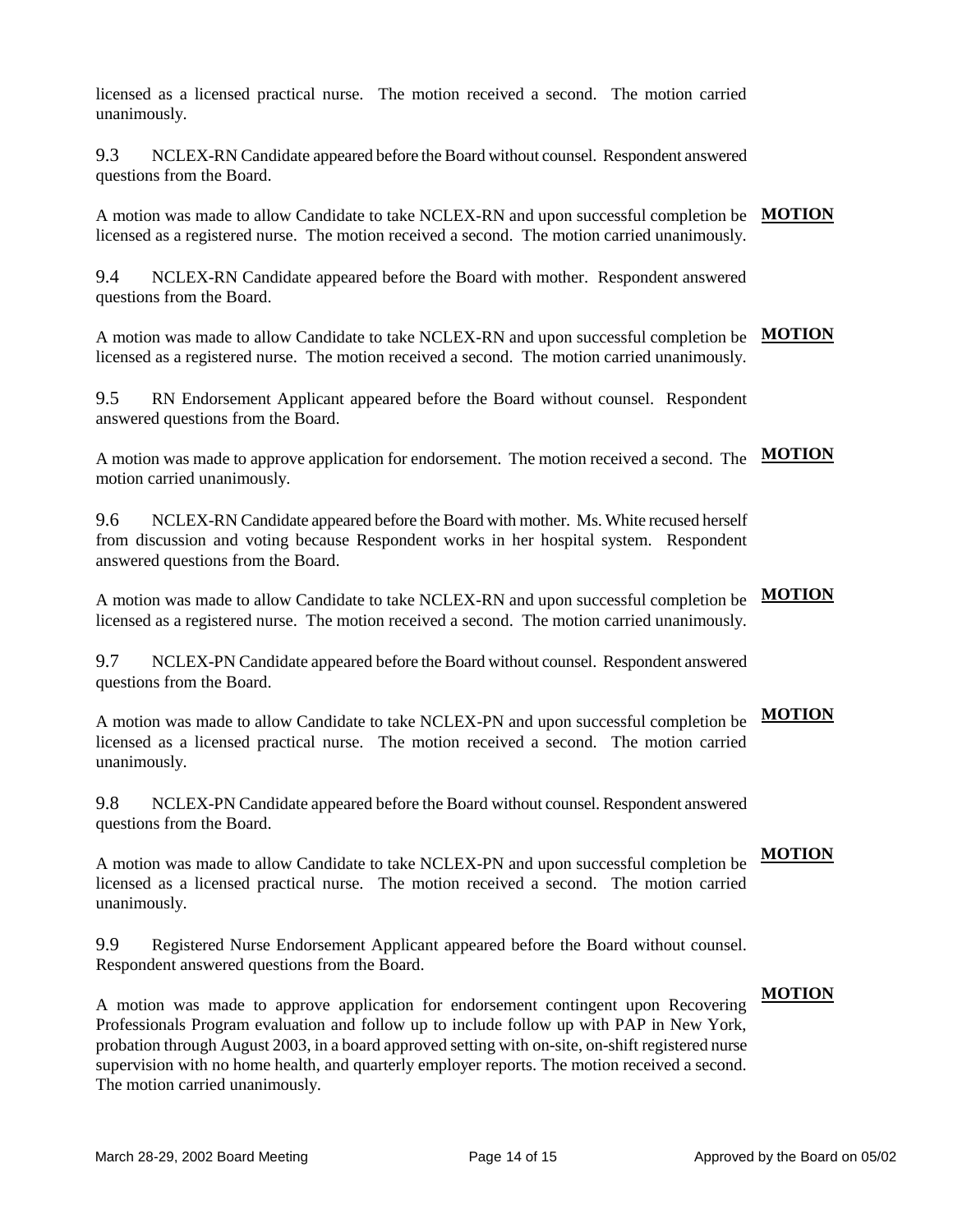licensed as a licensed practical nurse. The motion received a second. The motion carried unanimously.

9.3 NCLEX-RN Candidate appeared before the Board without counsel. Respondent answered questions from the Board.

**MOTION**

A motion was made to allow Candidate to take NCLEX-RN and upon successful completion be licensed as a registered nurse. The motion received a second. The motion carried unanimously.

9.4 NCLEX-RN Candidate appeared before the Board with mother. Respondent answered questions from the Board.

**MOTION**

A motion was made to allow Candidate to take NCLEX-RN and upon successful completion be licensed as a registered nurse. The motion received a second. The motion carried unanimously.

9.5 RN Endorsement Applicant appeared before the Board without counsel. Respondent answered questions from the Board.

**MOTION**

A motion was made to approve application for endorsement. The motion received a second. The motion carried unanimously.

9.6 NCLEX-RN Candidate appeared before the Board with mother. Ms. White recused herself from discussion and voting because Respondent works in her hospital system. Respondent answered questions from the Board.

**MOTION**

A motion was made to allow Candidate to take NCLEX-RN and upon successful completion be licensed as a registered nurse. The motion received a second. The motion carried unanimously.

9.7 NCLEX-PN Candidate appeared before the Board without counsel. Respondent answered questions from the Board.

**MOTION**

A motion was made to allow Candidate to take NCLEX-PN and upon successful completion be licensed as a licensed practical nurse. The motion received a second. The motion carried unanimously.

9.8 NCLEX-PN Candidate appeared before the Board without counsel. Respondent answered questions from the Board.

**MOTION**

A motion was made to allow Candidate to take NCLEX-PN and upon successful completion be licensed as a licensed practical nurse. The motion received a second. The motion carried unanimously.

9.9 Registered Nurse Endorsement Applicant appeared before the Board without counsel. Respondent answered questions from the Board.

**MOTION**

A motion was made to approve application for endorsement contingent upon Recovering Professionals Program evaluation and follow up to include follow up with PAP in New York, probation through August 2003, in a board approved setting with on-site, on-shift registered nurse supervision with no home health, and quarterly employer reports. The motion received a second. The motion carried unanimously.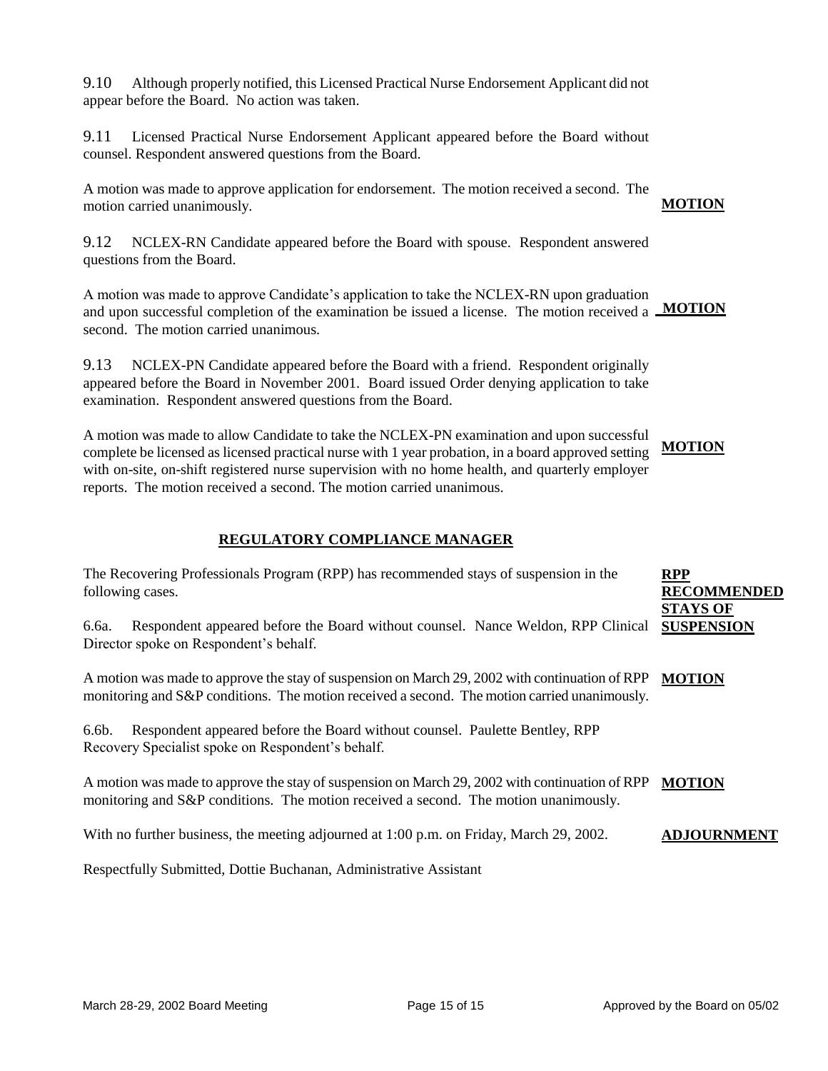9.10 Although properly notified, this Licensed Practical Nurse Endorsement Applicant did not appear before the Board. No action was taken.

9.11 Licensed Practical Nurse Endorsement Applicant appeared before the Board without counsel. Respondent answered questions from the Board.

**MOTION**

A motion was made to approve application for endorsement. The motion received a second. The motion carried unanimously.

9.12 NCLEX-RN Candidate appeared before the Board with spouse. Respondent answered questions from the Board.

**MOTION**

A motion was made to approve Candidate's application to take the NCLEX-RN upon graduation and upon successful completion of the examination be issued a license. The motion received a second. The motion carried unanimous.

9.13 NCLEX-PN Candidate appeared before the Board with a friend. Respondent originally appeared before the Board in November 2001. Board issued Order denying application to take examination. Respondent answered questions from the Board.

**MOTION**

A motion was made to allow Candidate to take the NCLEX-PN examination and upon successful complete be licensed as licensed practical nurse with 1 year probation, in a board approved setting with on-site, on-shift registered nurse supervision with no home health, and quarterly employer reports. The motion received a second. The motion carried unanimous.

## REGULATORY COMPLIANCE MANAGER

**RPP RECOMMENDED STAYS OF SUSPENSION**

The Recovering Professionals Program (RPP) has recommended stays of suspension in the following cases.

6.6a. Respondent appeared before the Board without counsel. Nance Weldon, RPP Clinical Director spoke on Respondent's behalf.

**MOTION**

A motion was made to approve the stay of suspension on March 29, 2002 with continuation of RPP monitoring and S&P conditions. The motion received a second. The motion carried unanimously.

6.6b. Respondent appeared before the Board without counsel. Paulette Bentley, RPP Recovery Specialist spoke on Respondent's behalf.

**MOTION**

A motion was made to approve the stay of suspension on March 29, 2002 with continuation of RPP monitoring and S&P conditions. The motion received a second. The motion unanimously.

**ADJOURNMENT**

With no further business, the meeting adjourned at 1:00 p.m. on Friday, March 29, 2002.

Respectfully Submitted, Dottie Buchanan, Administrative Assistant